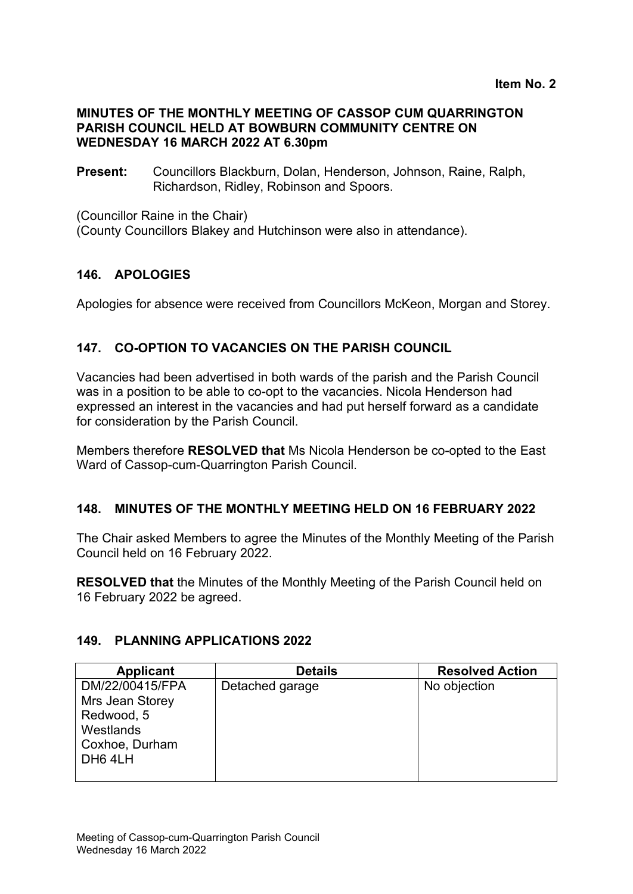**Item No. 2**

# MINUTES OF THE MONTHLY MEETING OF CASSOP CUM QUARRINGTON PARISH COUNCIL HELD AT BOWBURN COMMUNITY CENTRE ON WEDNESDAY 16 MARCH 2022 AT 6.30pm

**Present:** Councillors Blackburn, Dolan, Henderson, Johnson, Raine, Ralph, Richardson, Ridley, Robinson and Spoors.

(Councillor Raine in the Chair)
(County Councillors Blakey and Hutchinson were also in attendance).

## 146. APOLOGIES

Apologies for absence were received from Councillors McKeon, Morgan and Storey.

## 147. CO-OPTION TO VACANCIES ON THE PARISH COUNCIL

Vacancies had been advertised in both wards of the parish and the Parish Council was in a position to be able to co-opt to the vacancies. Nicola Henderson had expressed an interest in the vacancies and had put herself forward as a candidate for consideration by the Parish Council.

Members therefore **RESOLVED that** Ms Nicola Henderson be co-opted to the East Ward of Cassop-cum-Quarrington Parish Council.

## 148. MINUTES OF THE MONTHLY MEETING HELD ON 16 FEBRUARY 2022

The Chair asked Members to agree the Minutes of the Monthly Meeting of the Parish Council held on 16 February 2022.

**RESOLVED that** the Minutes of the Monthly Meeting of the Parish Council held on 16 February 2022 be agreed.

## 149. PLANNING APPLICATIONS 2022

| Applicant | Details | Resolved Action |
|---|---|---|
| DM/22/00415/FPA<br>Mrs Jean Storey<br>Redwood, 5<br>Westlands<br>Coxhoe, Durham<br>DH6 4LH | Detached garage | No objection |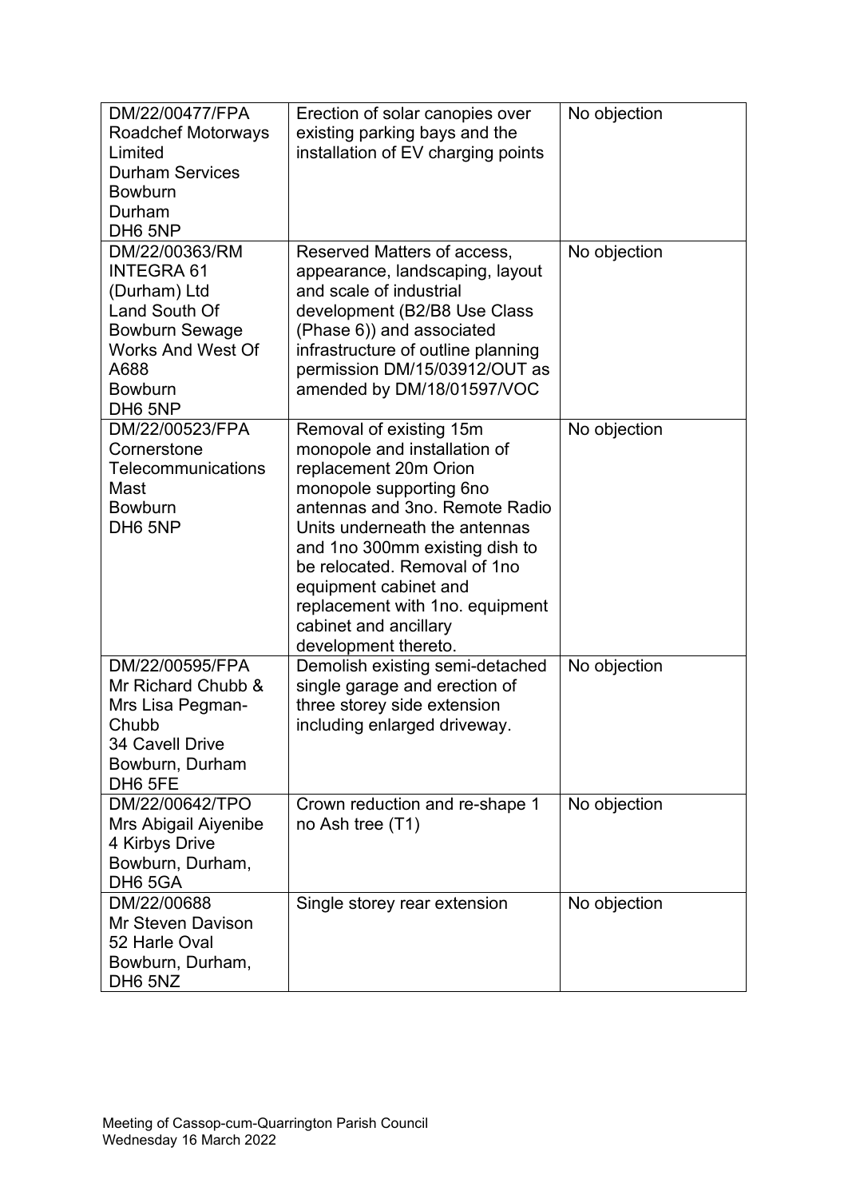| DM/22/00477/FPA<br>Roadchef Motorways Limited<br>Durham Services<br>Bowburn<br>Durham<br>DH6 5NP | Erection of solar canopies over existing parking bays and the installation of EV charging points | No objection |
|---|---|---|
| DM/22/00363/RM<br>INTEGRA 61 (Durham) Ltd<br>Land South Of Bowburn Sewage Works And West Of A688<br>Bowburn<br>DH6 5NP | Reserved Matters of access, appearance, landscaping, layout and scale of industrial development (B2/B8 Use Class (Phase 6)) and associated infrastructure of outline planning permission DM/15/03912/OUT as amended by DM/18/01597/VOC | No objection |
| DM/22/00523/FPA<br>Cornerstone Telecommunications<br>Mast<br>Bowburn<br>DH6 5NP | Removal of existing 15m monopole and installation of replacement 20m Orion monopole supporting 6no antennas and 3no. Remote Radio Units underneath the antennas and 1no 300mm existing dish to be relocated. Removal of 1no equipment cabinet and replacement with 1no. equipment cabinet and ancillary development thereto. | No objection |
| DM/22/00595/FPA<br>Mr Richard Chubb & Mrs Lisa Pegman-Chubb<br>34 Cavell Drive<br>Bowburn, Durham<br>DH6 5FE | Demolish existing semi-detached single garage and erection of three storey side extension including enlarged driveway. | No objection |
| DM/22/00642/TPO<br>Mrs Abigail Aiyenibe<br>4 Kirbys Drive<br>Bowburn, Durham,<br>DH6 5GA | Crown reduction and re-shape 1 no Ash tree (T1) | No objection |
| DM/22/00688<br>Mr Steven Davison<br>52 Harle Oval<br>Bowburn, Durham,<br>DH6 5NZ | Single storey rear extension | No objection |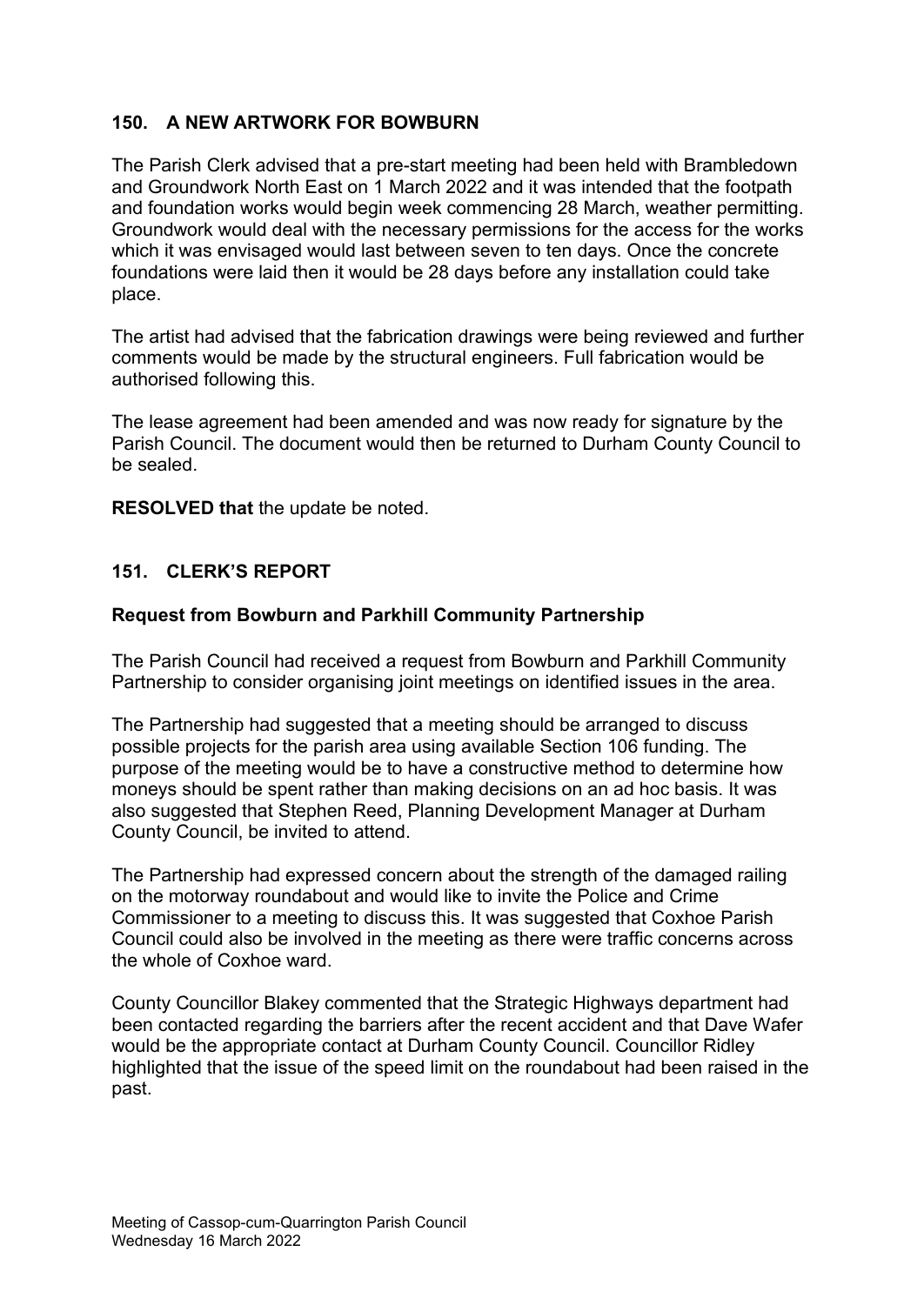## 150. A NEW ARTWORK FOR BOWBURN

The Parish Clerk advised that a pre-start meeting had been held with Brambledown and Groundwork North East on 1 March 2022 and it was intended that the footpath and foundation works would begin week commencing 28 March, weather permitting. Groundwork would deal with the necessary permissions for the access for the works which it was envisaged would last between seven to ten days. Once the concrete foundations were laid then it would be 28 days before any installation could take place.

The artist had advised that the fabrication drawings were being reviewed and further comments would be made by the structural engineers. Full fabrication would be authorised following this.

The lease agreement had been amended and was now ready for signature by the Parish Council. The document would then be returned to Durham County Council to be sealed.

**RESOLVED that** the update be noted.

## 151. CLERK'S REPORT

### Request from Bowburn and Parkhill Community Partnership

The Parish Council had received a request from Bowburn and Parkhill Community Partnership to consider organising joint meetings on identified issues in the area.

The Partnership had suggested that a meeting should be arranged to discuss possible projects for the parish area using available Section 106 funding. The purpose of the meeting would be to have a constructive method to determine how moneys should be spent rather than making decisions on an ad hoc basis. It was also suggested that Stephen Reed, Planning Development Manager at Durham County Council, be invited to attend.

The Partnership had expressed concern about the strength of the damaged railing on the motorway roundabout and would like to invite the Police and Crime Commissioner to a meeting to discuss this. It was suggested that Coxhoe Parish Council could also be involved in the meeting as there were traffic concerns across the whole of Coxhoe ward.

County Councillor Blakey commented that the Strategic Highways department had been contacted regarding the barriers after the recent accident and that Dave Wafer would be the appropriate contact at Durham County Council. Councillor Ridley highlighted that the issue of the speed limit on the roundabout had been raised in the past.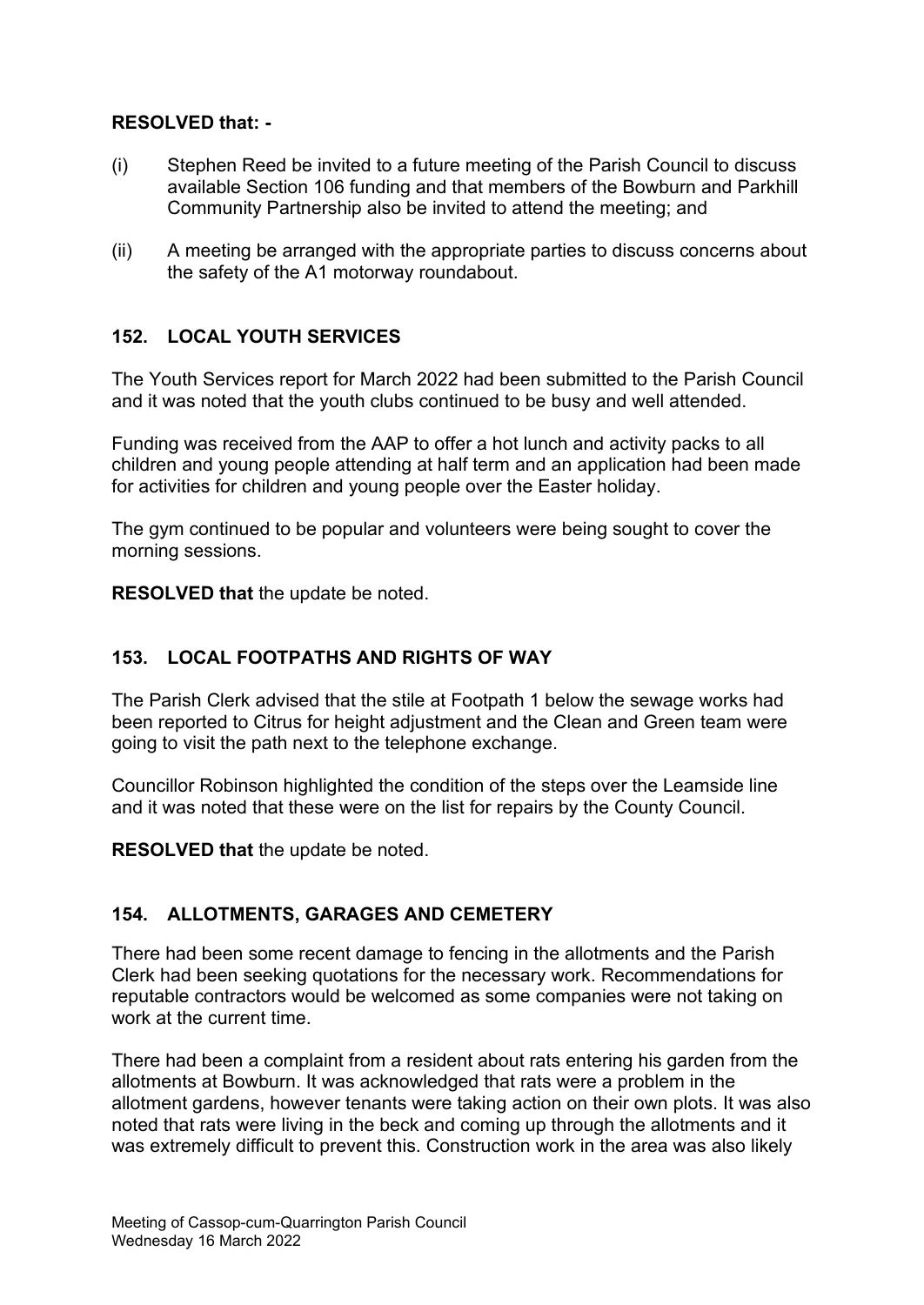**RESOLVED that: -**

(i) Stephen Reed be invited to a future meeting of the Parish Council to discuss available Section 106 funding and that members of the Bowburn and Parkhill Community Partnership also be invited to attend the meeting; and

(ii) A meeting be arranged with the appropriate parties to discuss concerns about the safety of the A1 motorway roundabout.

## 152. LOCAL YOUTH SERVICES

The Youth Services report for March 2022 had been submitted to the Parish Council and it was noted that the youth clubs continued to be busy and well attended.

Funding was received from the AAP to offer a hot lunch and activity packs to all children and young people attending at half term and an application had been made for activities for children and young people over the Easter holiday.

The gym continued to be popular and volunteers were being sought to cover the morning sessions.

**RESOLVED that** the update be noted.

## 153. LOCAL FOOTPATHS AND RIGHTS OF WAY

The Parish Clerk advised that the stile at Footpath 1 below the sewage works had been reported to Citrus for height adjustment and the Clean and Green team were going to visit the path next to the telephone exchange.

Councillor Robinson highlighted the condition of the steps over the Leamside line and it was noted that these were on the list for repairs by the County Council.

**RESOLVED that** the update be noted.

## 154. ALLOTMENTS, GARAGES AND CEMETERY

There had been some recent damage to fencing in the allotments and the Parish Clerk had been seeking quotations for the necessary work. Recommendations for reputable contractors would be welcomed as some companies were not taking on work at the current time.

There had been a complaint from a resident about rats entering his garden from the allotments at Bowburn. It was acknowledged that rats were a problem in the allotment gardens, however tenants were taking action on their own plots. It was also noted that rats were living in the beck and coming up through the allotments and it was extremely difficult to prevent this. Construction work in the area was also likely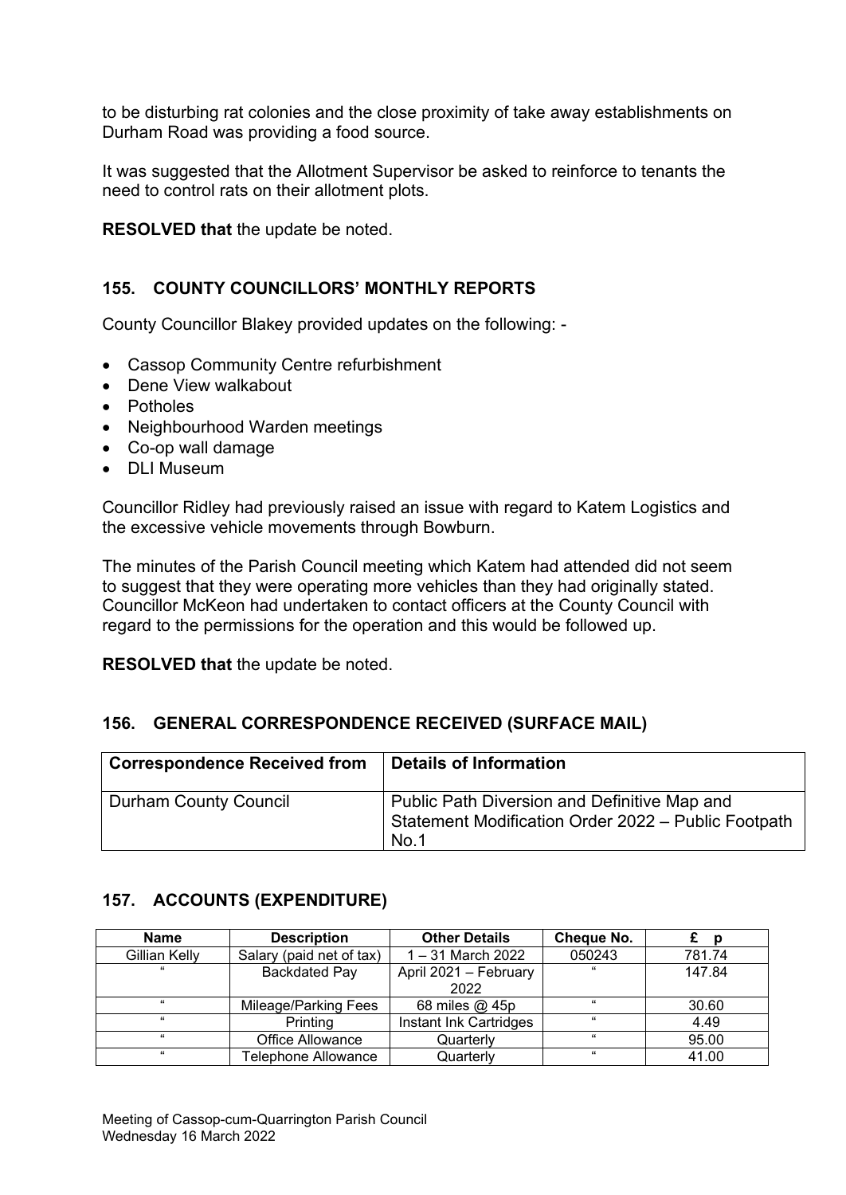to be disturbing rat colonies and the close proximity of take away establishments on Durham Road was providing a food source.

It was suggested that the Allotment Supervisor be asked to reinforce to tenants the need to control rats on their allotment plots.

**RESOLVED that** the update be noted.

## 155. COUNTY COUNCILLORS' MONTHLY REPORTS

County Councillor Blakey provided updates on the following: -

- Cassop Community Centre refurbishment
- Dene View walkabout
- Potholes
- Neighbourhood Warden meetings
- Co-op wall damage
- DLI Museum

Councillor Ridley had previously raised an issue with regard to Katem Logistics and the excessive vehicle movements through Bowburn.

The minutes of the Parish Council meeting which Katem had attended did not seem to suggest that they were operating more vehicles than they had originally stated. Councillor McKeon had undertaken to contact officers at the County Council with regard to the permissions for the operation and this would be followed up.

**RESOLVED that** the update be noted.

## 156. GENERAL CORRESPONDENCE RECEIVED (SURFACE MAIL)

| Correspondence Received from | Details of Information |
|---|---|
| Durham County Council | Public Path Diversion and Definitive Map and Statement Modification Order 2022 – Public Footpath No.1 |

## 157. ACCOUNTS (EXPENDITURE)

| Name | Description | Other Details | Cheque No. | £ p |
|---|---|---|---|---|
| Gillian Kelly | Salary (paid net of tax) | 1 – 31 March 2022 | 050243 | 781.74 |
| " | Backdated Pay | April 2021 – February 2022 | " | 147.84 |
| " | Mileage/Parking Fees | 68 miles @ 45p | " | 30.60 |
| " | Printing | Instant Ink Cartridges | " | 4.49 |
| " | Office Allowance | Quarterly | " | 95.00 |
| " | Telephone Allowance | Quarterly | " | 41.00 |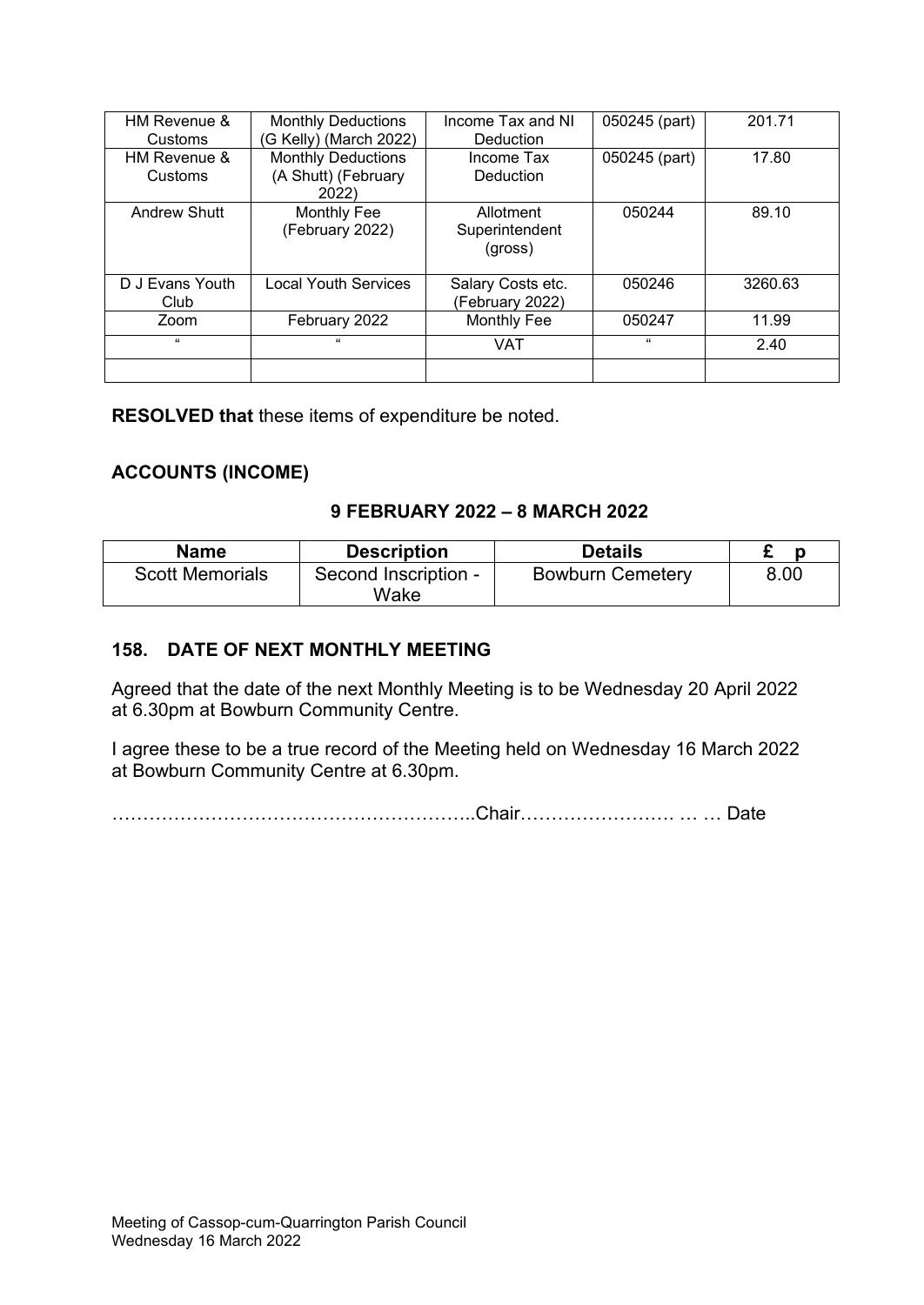| | | | | |
|---|---|---|---|---|
| HM Revenue & Customs | Monthly Deductions (G Kelly) (March 2022) | Income Tax and NI Deduction | 050245 (part) | 201.71 |
| HM Revenue & Customs | Monthly Deductions (A Shutt) (February 2022) | Income Tax Deduction | 050245 (part) | 17.80 |
| Andrew Shutt | Monthly Fee (February 2022) | Allotment Superintendent (gross) | 050244 | 89.10 |
| D J Evans Youth Club | Local Youth Services | Salary Costs etc. (February 2022) | 050246 | 3260.63 |
| Zoom | February 2022 | Monthly Fee | 050247 | 11.99 |
| " | " | VAT | " | 2.40 |
| | | | | |

**RESOLVED that** these items of expenditure be noted.

**ACCOUNTS (INCOME)**

**9 FEBRUARY 2022 – 8 MARCH 2022**

| Name | Description | Details | £ p |
|---|---|---|---|
| Scott Memorials | Second Inscription - Wake | Bowburn Cemetery | 8.00 |

## 158. DATE OF NEXT MONTHLY MEETING

Agreed that the date of the next Monthly Meeting is to be Wednesday 20 April 2022 at 6.30pm at Bowburn Community Centre.

I agree these to be a true record of the Meeting held on Wednesday 16 March 2022 at Bowburn Community Centre at 6.30pm.

…………………………………………………..Chair……………………. … … Date